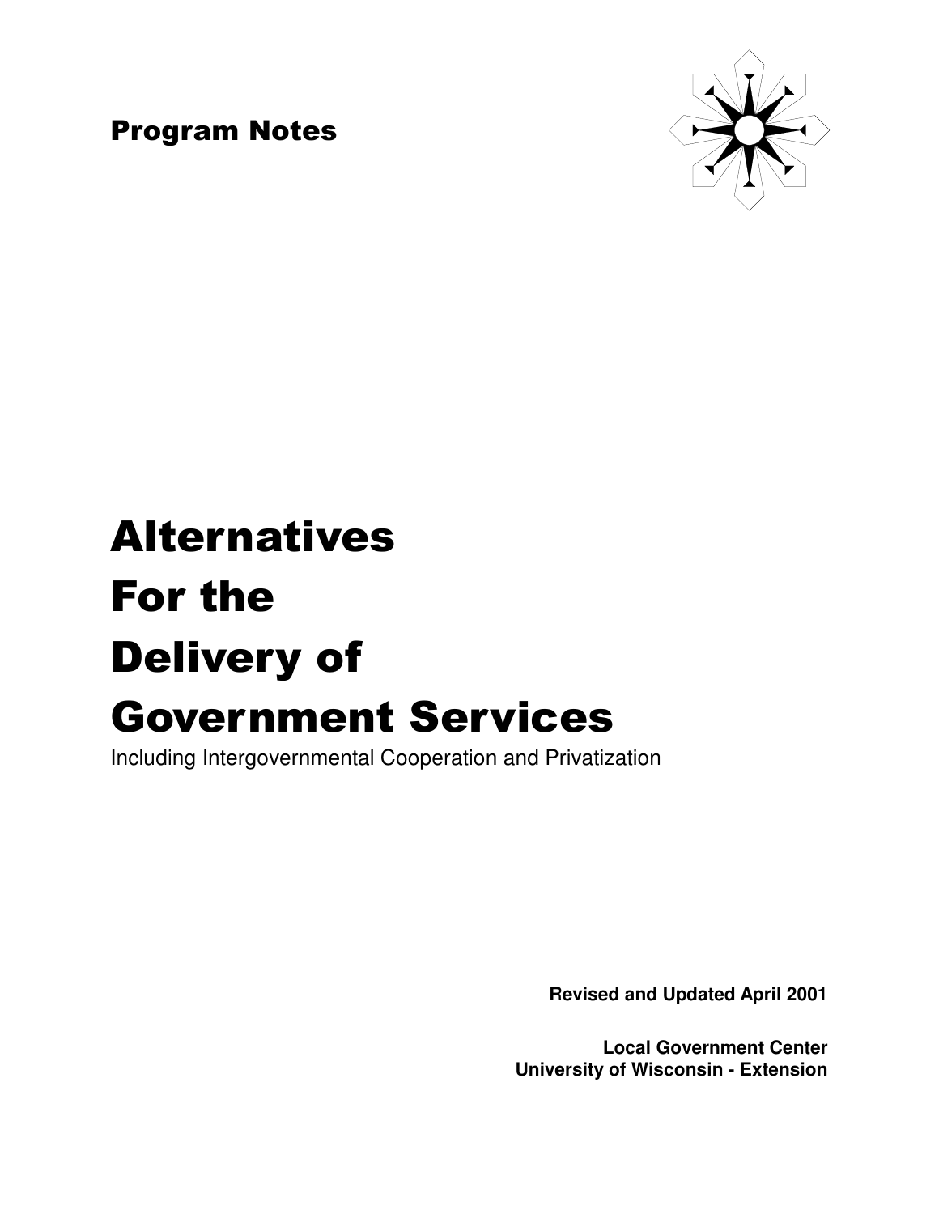**Program Notes**

# Alternatives For the Delivery of Government Services

Including Intergovernmental Cooperation and Privatization

**Revised and Updated April 2001**

**Local Government Center**
**University of Wisconsin - Extension**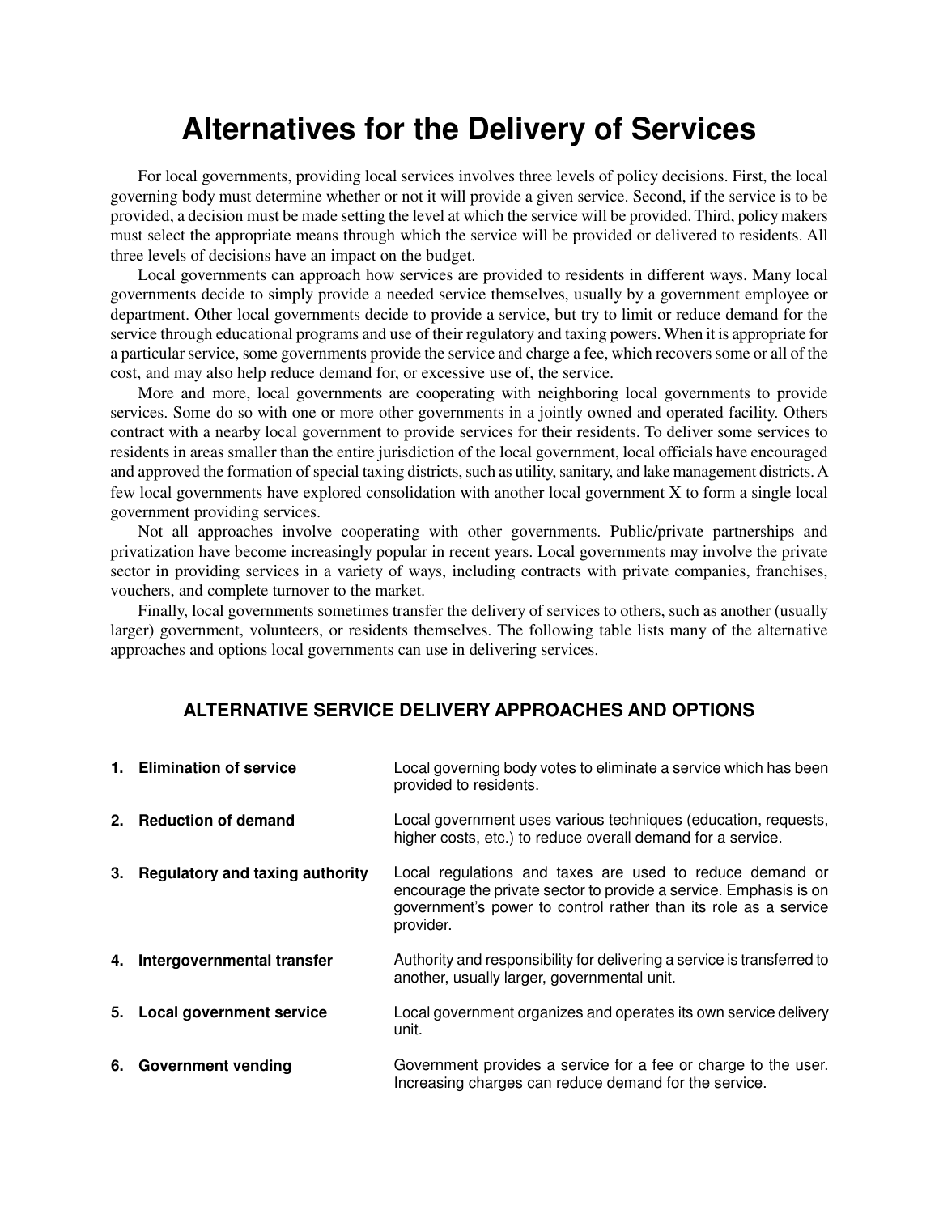# Alternatives for the Delivery of Services

For local governments, providing local services involves three levels of policy decisions. First, the local governing body must determine whether or not it will provide a given service. Second, if the service is to be provided, a decision must be made setting the level at which the service will be provided. Third, policy makers must select the appropriate means through which the service will be provided or delivered to residents. All three levels of decisions have an impact on the budget.

Local governments can approach how services are provided to residents in different ways. Many local governments decide to simply provide a needed service themselves, usually by a government employee or department. Other local governments decide to provide a service, but try to limit or reduce demand for the service through educational programs and use of their regulatory and taxing powers. When it is appropriate for a particular service, some governments provide the service and charge a fee, which recovers some or all of the cost, and may also help reduce demand for, or excessive use of, the service.

More and more, local governments are cooperating with neighboring local governments to provide services. Some do so with one or more other governments in a jointly owned and operated facility. Others contract with a nearby local government to provide services for their residents. To deliver some services to residents in areas smaller than the entire jurisdiction of the local government, local officials have encouraged and approved the formation of special taxing districts, such as utility, sanitary, and lake management districts. A few local governments have explored consolidation with another local government X to form a single local government providing services.

Not all approaches involve cooperating with other governments. Public/private partnerships and privatization have become increasingly popular in recent years. Local governments may involve the private sector in providing services in a variety of ways, including contracts with private companies, franchises, vouchers, and complete turnover to the market.

Finally, local governments sometimes transfer the delivery of services to others, such as another (usually larger) government, volunteers, or residents themselves. The following table lists many of the alternative approaches and options local governments can use in delivering services.

## ALTERNATIVE SERVICE DELIVERY APPROACHES AND OPTIONS

| Approach | Description |
|---|---|
| **1. Elimination of service** | Local governing body votes to eliminate a service which has been provided to residents. |
| **2. Reduction of demand** | Local government uses various techniques (education, requests, higher costs, etc.) to reduce overall demand for a service. |
| **3. Regulatory and taxing authority** | Local regulations and taxes are used to reduce demand or encourage the private sector to provide a service. Emphasis is on government's power to control rather than its role as a service provider. |
| **4. Intergovernmental transfer** | Authority and responsibility for delivering a service is transferred to another, usually larger, governmental unit. |
| **5. Local government service** | Local government organizes and operates its own service delivery unit. |
| **6. Government vending** | Government provides a service for a fee or charge to the user. Increasing charges can reduce demand for the service. |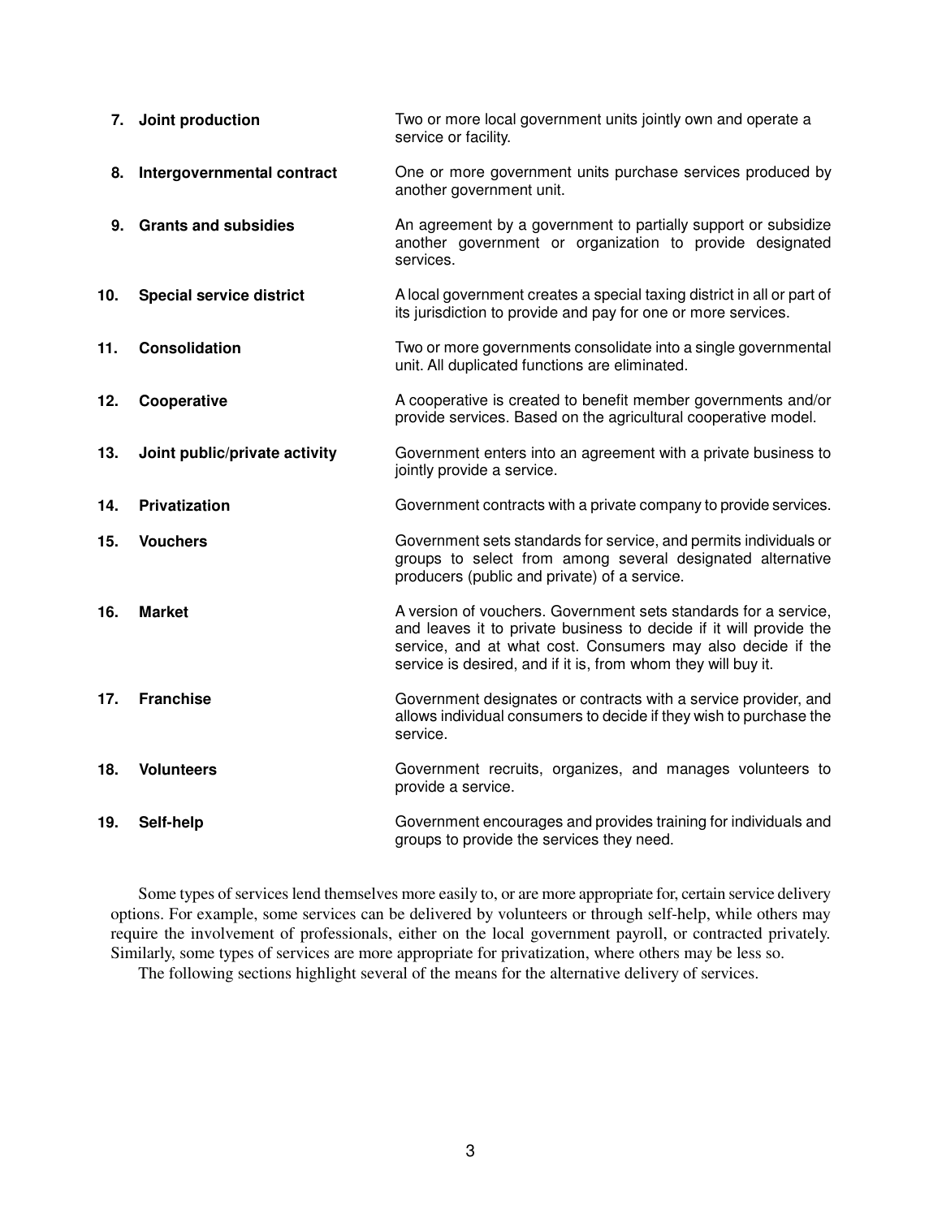7. **Joint production** — Two or more local government units jointly own and operate a service or facility.

8. **Intergovernmental contract** — One or more government units purchase services produced by another government unit.

9. **Grants and subsidies** — An agreement by a government to partially support or subsidize another government or organization to provide designated services.

10. **Special service district** — A local government creates a special taxing district in all or part of its jurisdiction to provide and pay for one or more services.

11. **Consolidation** — Two or more governments consolidate into a single governmental unit. All duplicated functions are eliminated.

12. **Cooperative** — A cooperative is created to benefit member governments and/or provide services. Based on the agricultural cooperative model.

13. **Joint public/private activity** — Government enters into an agreement with a private business to jointly provide a service.

14. **Privatization** — Government contracts with a private company to provide services.

15. **Vouchers** — Government sets standards for service, and permits individuals or groups to select from among several designated alternative producers (public and private) of a service.

16. **Market** — A version of vouchers. Government sets standards for a service, and leaves it to private business to decide if it will provide the service, and at what cost. Consumers may also decide if the service is desired, and if it is, from whom they will buy it.

17. **Franchise** — Government designates or contracts with a service provider, and allows individual consumers to decide if they wish to purchase the service.

18. **Volunteers** — Government recruits, organizes, and manages volunteers to provide a service.

19. **Self-help** — Government encourages and provides training for individuals and groups to provide the services they need.

Some types of services lend themselves more easily to, or are more appropriate for, certain service delivery options. For example, some services can be delivered by volunteers or through self-help, while others may require the involvement of professionals, either on the local government payroll, or contracted privately. Similarly, some types of services are more appropriate for privatization, where others may be less so.

The following sections highlight several of the means for the alternative delivery of services.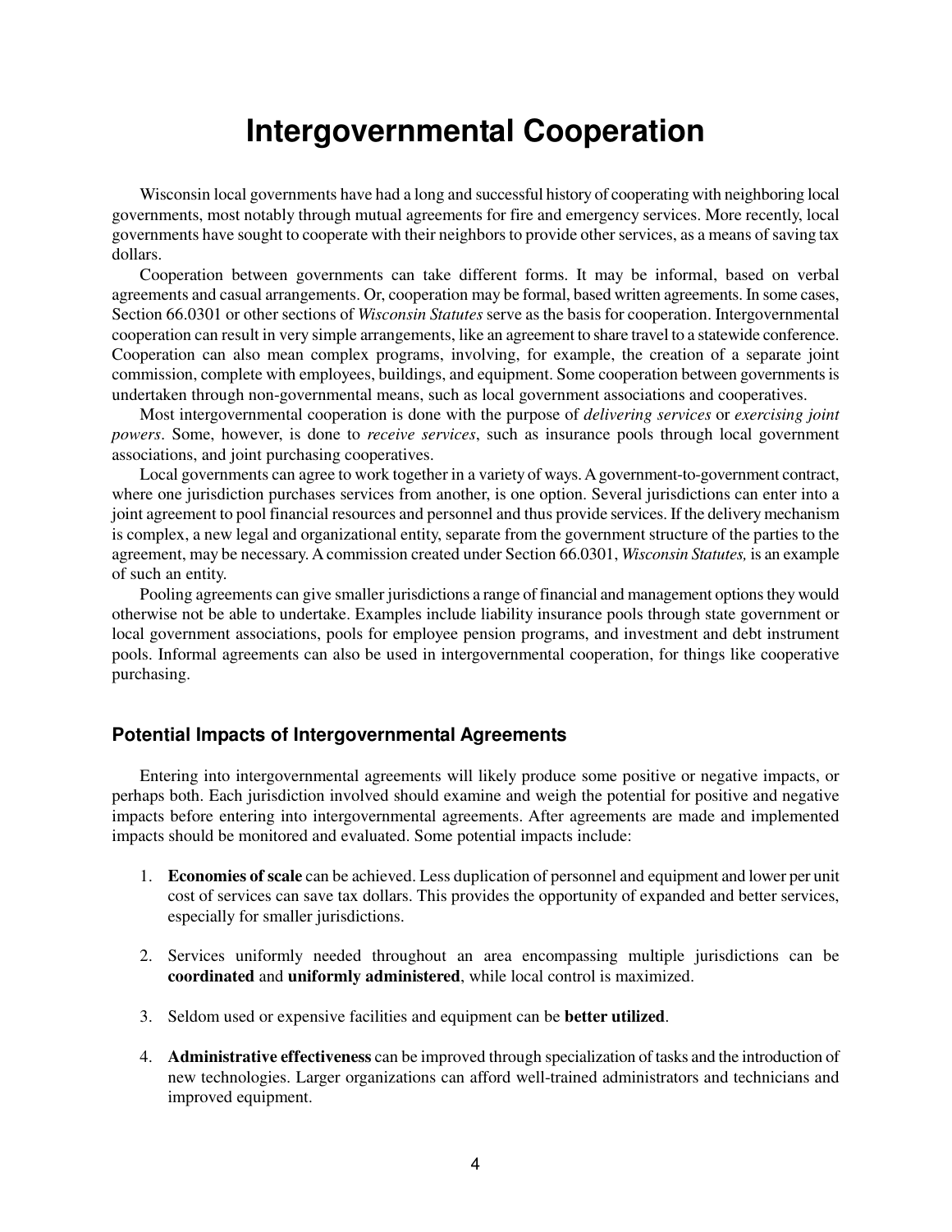# Intergovernmental Cooperation

Wisconsin local governments have had a long and successful history of cooperating with neighboring local governments, most notably through mutual agreements for fire and emergency services. More recently, local governments have sought to cooperate with their neighbors to provide other services, as a means of saving tax dollars.

Cooperation between governments can take different forms. It may be informal, based on verbal agreements and casual arrangements. Or, cooperation may be formal, based written agreements. In some cases, Section 66.0301 or other sections of *Wisconsin Statutes* serve as the basis for cooperation. Intergovernmental cooperation can result in very simple arrangements, like an agreement to share travel to a statewide conference. Cooperation can also mean complex programs, involving, for example, the creation of a separate joint commission, complete with employees, buildings, and equipment. Some cooperation between governments is undertaken through non-governmental means, such as local government associations and cooperatives.

Most intergovernmental cooperation is done with the purpose of *delivering services* or *exercising joint powers*. Some, however, is done to *receive services*, such as insurance pools through local government associations, and joint purchasing cooperatives.

Local governments can agree to work together in a variety of ways. A government-to-government contract, where one jurisdiction purchases services from another, is one option. Several jurisdictions can enter into a joint agreement to pool financial resources and personnel and thus provide services. If the delivery mechanism is complex, a new legal and organizational entity, separate from the government structure of the parties to the agreement, may be necessary. A commission created under Section 66.0301, *Wisconsin Statutes,* is an example of such an entity.

Pooling agreements can give smaller jurisdictions a range of financial and management options they would otherwise not be able to undertake. Examples include liability insurance pools through state government or local government associations, pools for employee pension programs, and investment and debt instrument pools. Informal agreements can also be used in intergovernmental cooperation, for things like cooperative purchasing.

### Potential Impacts of Intergovernmental Agreements

Entering into intergovernmental agreements will likely produce some positive or negative impacts, or perhaps both. Each jurisdiction involved should examine and weigh the potential for positive and negative impacts before entering into intergovernmental agreements. After agreements are made and implemented impacts should be monitored and evaluated. Some potential impacts include:

1. **Economies of scale** can be achieved. Less duplication of personnel and equipment and lower per unit cost of services can save tax dollars. This provides the opportunity of expanded and better services, especially for smaller jurisdictions.

2. Services uniformly needed throughout an area encompassing multiple jurisdictions can be **coordinated** and **uniformly administered**, while local control is maximized.

3. Seldom used or expensive facilities and equipment can be **better utilized**.

4. **Administrative effectiveness** can be improved through specialization of tasks and the introduction of new technologies. Larger organizations can afford well-trained administrators and technicians and improved equipment.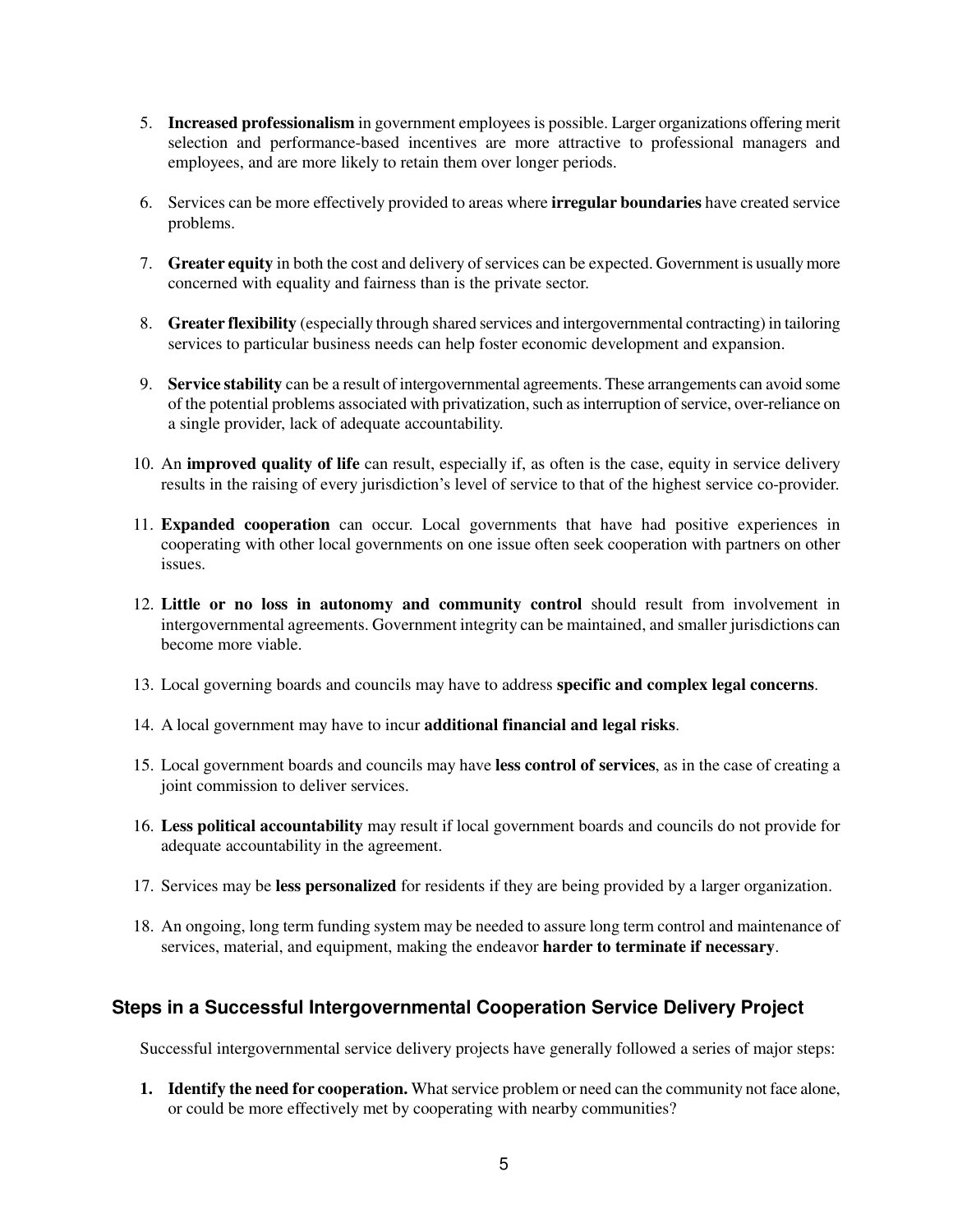5. **Increased professionalism** in government employees is possible. Larger organizations offering merit selection and performance-based incentives are more attractive to professional managers and employees, and are more likely to retain them over longer periods.

6. Services can be more effectively provided to areas where **irregular boundaries** have created service problems.

7. **Greater equity** in both the cost and delivery of services can be expected. Government is usually more concerned with equality and fairness than is the private sector.

8. **Greater flexibility** (especially through shared services and intergovernmental contracting) in tailoring services to particular business needs can help foster economic development and expansion.

9. **Service stability** can be a result of intergovernmental agreements. These arrangements can avoid some of the potential problems associated with privatization, such as interruption of service, over-reliance on a single provider, lack of adequate accountability.

10. An **improved quality of life** can result, especially if, as often is the case, equity in service delivery results in the raising of every jurisdiction's level of service to that of the highest service co-provider.

11. **Expanded cooperation** can occur. Local governments that have had positive experiences in cooperating with other local governments on one issue often seek cooperation with partners on other issues.

12. **Little or no loss in autonomy and community control** should result from involvement in intergovernmental agreements. Government integrity can be maintained, and smaller jurisdictions can become more viable.

13. Local governing boards and councils may have to address **specific and complex legal concerns**.

14. A local government may have to incur **additional financial and legal risks**.

15. Local government boards and councils may have **less control of services**, as in the case of creating a joint commission to deliver services.

16. **Less political accountability** may result if local government boards and councils do not provide for adequate accountability in the agreement.

17. Services may be **less personalized** for residents if they are being provided by a larger organization.

18. An ongoing, long term funding system may be needed to assure long term control and maintenance of services, material, and equipment, making the endeavor **harder to terminate if necessary**.

### Steps in a Successful Intergovernmental Cooperation Service Delivery Project

Successful intergovernmental service delivery projects have generally followed a series of major steps:

1. **Identify the need for cooperation.** What service problem or need can the community not face alone, or could be more effectively met by cooperating with nearby communities?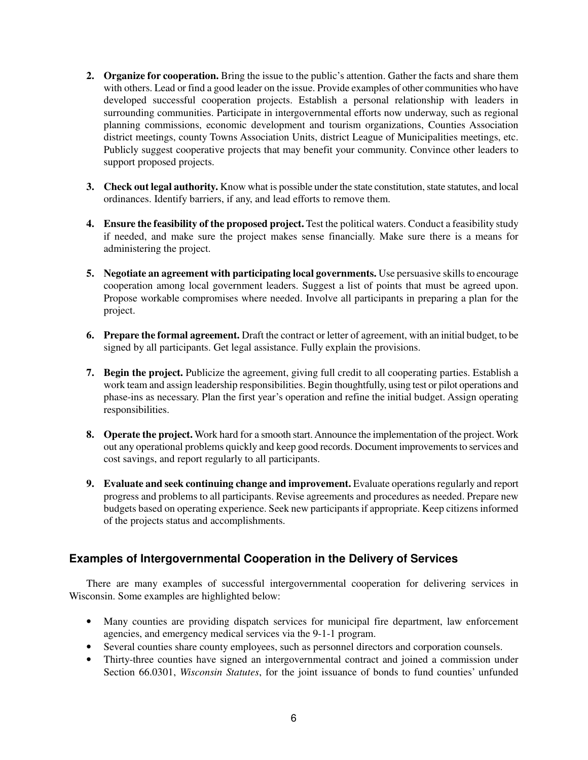2. **Organize for cooperation.** Bring the issue to the public's attention. Gather the facts and share them with others. Lead or find a good leader on the issue. Provide examples of other communities who have developed successful cooperation projects. Establish a personal relationship with leaders in surrounding communities. Participate in intergovernmental efforts now underway, such as regional planning commissions, economic development and tourism organizations, Counties Association district meetings, county Towns Association Units, district League of Municipalities meetings, etc. Publicly suggest cooperative projects that may benefit your community. Convince other leaders to support proposed projects.

3. **Check out legal authority.** Know what is possible under the state constitution, state statutes, and local ordinances. Identify barriers, if any, and lead efforts to remove them.

4. **Ensure the feasibility of the proposed project.** Test the political waters. Conduct a feasibility study if needed, and make sure the project makes sense financially. Make sure there is a means for administering the project.

5. **Negotiate an agreement with participating local governments.** Use persuasive skills to encourage cooperation among local government leaders. Suggest a list of points that must be agreed upon. Propose workable compromises where needed. Involve all participants in preparing a plan for the project.

6. **Prepare the formal agreement.** Draft the contract or letter of agreement, with an initial budget, to be signed by all participants. Get legal assistance. Fully explain the provisions.

7. **Begin the project.** Publicize the agreement, giving full credit to all cooperating parties. Establish a work team and assign leadership responsibilities. Begin thoughtfully, using test or pilot operations and phase-ins as necessary. Plan the first year's operation and refine the initial budget. Assign operating responsibilities.

8. **Operate the project.** Work hard for a smooth start. Announce the implementation of the project. Work out any operational problems quickly and keep good records. Document improvements to services and cost savings, and report regularly to all participants.

9. **Evaluate and seek continuing change and improvement.** Evaluate operations regularly and report progress and problems to all participants. Revise agreements and procedures as needed. Prepare new budgets based on operating experience. Seek new participants if appropriate. Keep citizens informed of the projects status and accomplishments.

## Examples of Intergovernmental Cooperation in the Delivery of Services

There are many examples of successful intergovernmental cooperation for delivering services in Wisconsin. Some examples are highlighted below:

- Many counties are providing dispatch services for municipal fire department, law enforcement agencies, and emergency medical services via the 9-1-1 program.
- Several counties share county employees, such as personnel directors and corporation counsels.
- Thirty-three counties have signed an intergovernmental contract and joined a commission under Section 66.0301, *Wisconsin Statutes*, for the joint issuance of bonds to fund counties' unfunded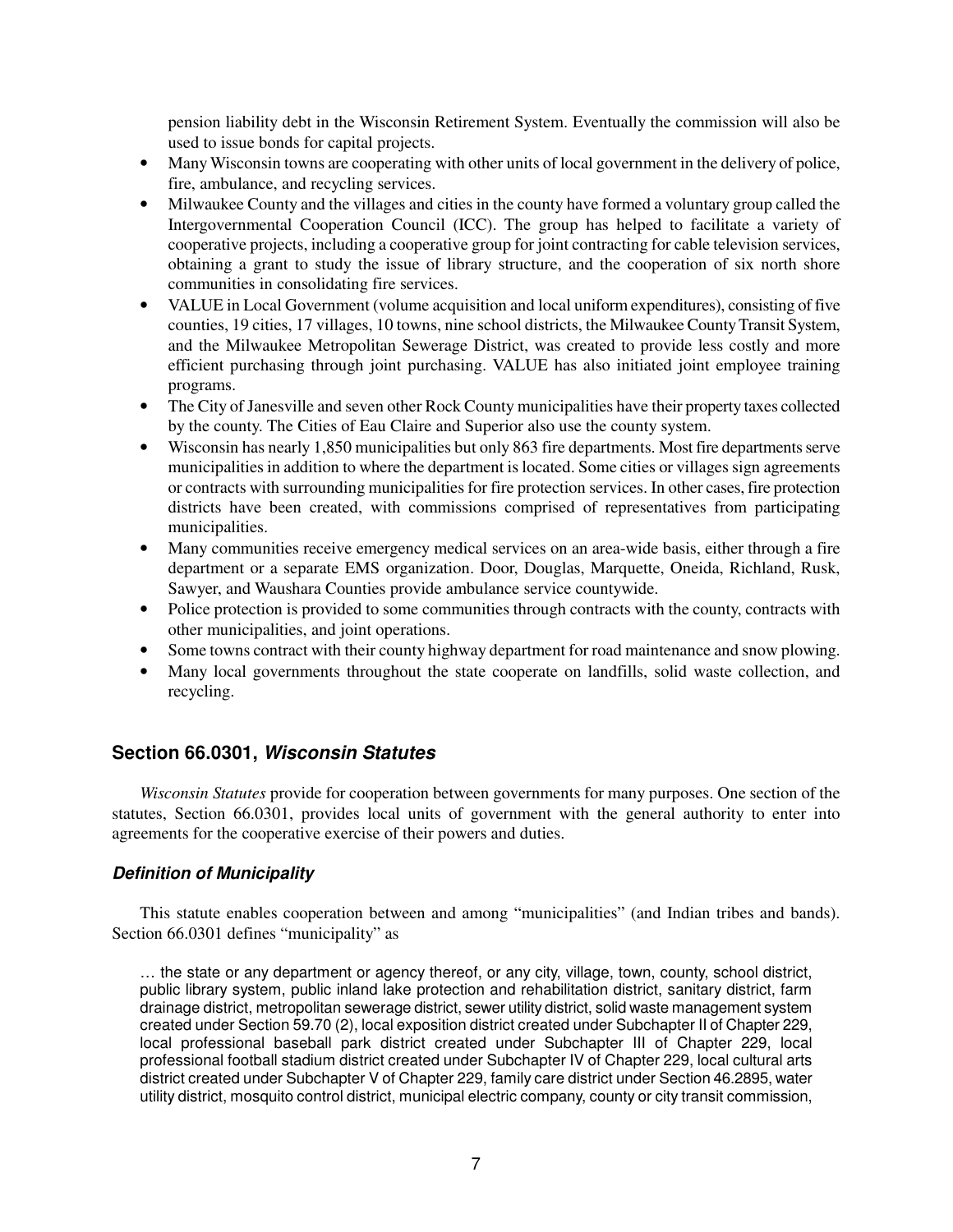pension liability debt in the Wisconsin Retirement System. Eventually the commission will also be used to issue bonds for capital projects.

- Many Wisconsin towns are cooperating with other units of local government in the delivery of police, fire, ambulance, and recycling services.
- Milwaukee County and the villages and cities in the county have formed a voluntary group called the Intergovernmental Cooperation Council (ICC). The group has helped to facilitate a variety of cooperative projects, including a cooperative group for joint contracting for cable television services, obtaining a grant to study the issue of library structure, and the cooperation of six north shore communities in consolidating fire services.
- VALUE in Local Government (volume acquisition and local uniform expenditures), consisting of five counties, 19 cities, 17 villages, 10 towns, nine school districts, the Milwaukee County Transit System, and the Milwaukee Metropolitan Sewerage District, was created to provide less costly and more efficient purchasing through joint purchasing. VALUE has also initiated joint employee training programs.
- The City of Janesville and seven other Rock County municipalities have their property taxes collected by the county. The Cities of Eau Claire and Superior also use the county system.
- Wisconsin has nearly 1,850 municipalities but only 863 fire departments. Most fire departments serve municipalities in addition to where the department is located. Some cities or villages sign agreements or contracts with surrounding municipalities for fire protection services. In other cases, fire protection districts have been created, with commissions comprised of representatives from participating municipalities.
- Many communities receive emergency medical services on an area-wide basis, either through a fire department or a separate EMS organization. Door, Douglas, Marquette, Oneida, Richland, Rusk, Sawyer, and Waushara Counties provide ambulance service countywide.
- Police protection is provided to some communities through contracts with the county, contracts with other municipalities, and joint operations.
- Some towns contract with their county highway department for road maintenance and snow plowing.
- Many local governments throughout the state cooperate on landfills, solid waste collection, and recycling.

## Section 66.0301, *Wisconsin Statutes*

*Wisconsin Statutes* provide for cooperation between governments for many purposes. One section of the statutes, Section 66.0301, provides local units of government with the general authority to enter into agreements for the cooperative exercise of their powers and duties.

### *Definition of Municipality*

This statute enables cooperation between and among "municipalities" (and Indian tribes and bands). Section 66.0301 defines "municipality" as

> … the state or any department or agency thereof, or any city, village, town, county, school district, public library system, public inland lake protection and rehabilitation district, sanitary district, farm drainage district, metropolitan sewerage district, sewer utility district, solid waste management system created under Section 59.70 (2), local exposition district created under Subchapter II of Chapter 229, local professional baseball park district created under Subchapter III of Chapter 229, local professional football stadium district created under Subchapter IV of Chapter 229, local cultural arts district created under Subchapter V of Chapter 229, family care district under Section 46.2895, water utility district, mosquito control district, municipal electric company, county or city transit commission,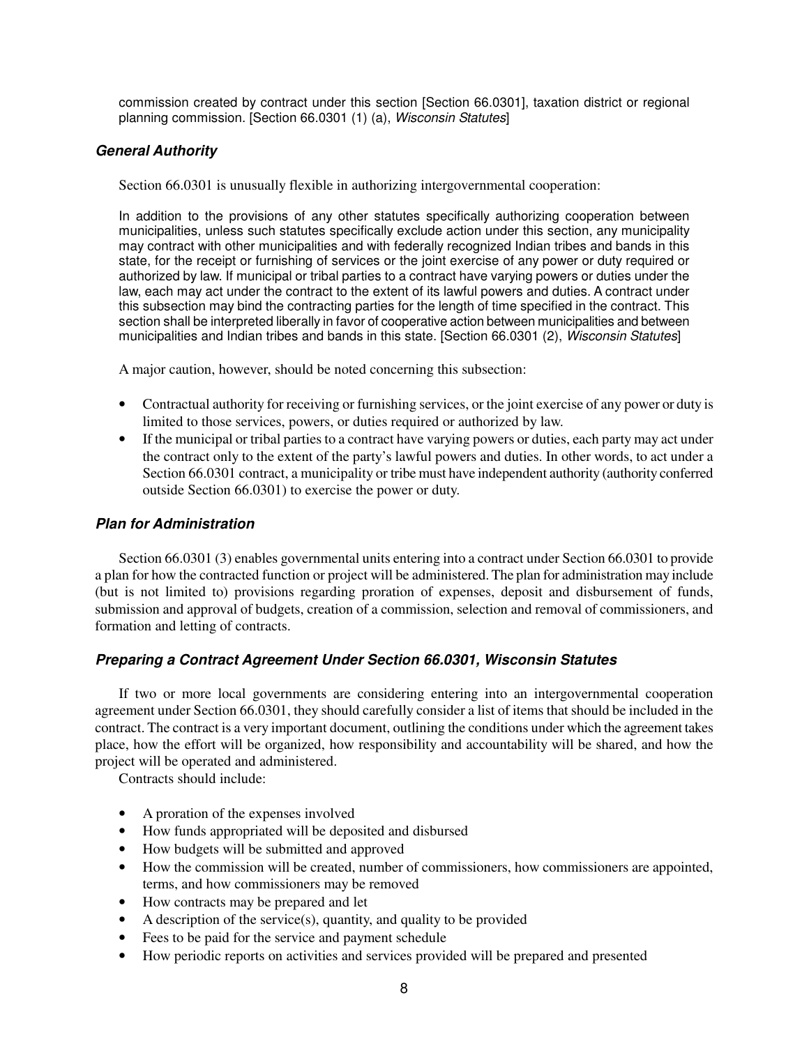commission created by contract under this section [Section 66.0301], taxation district or regional planning commission. [Section 66.0301 (1) (a), *Wisconsin Statutes*]

### *General Authority*

Section 66.0301 is unusually flexible in authorizing intergovernmental cooperation:

> In addition to the provisions of any other statutes specifically authorizing cooperation between municipalities, unless such statutes specifically exclude action under this section, any municipality may contract with other municipalities and with federally recognized Indian tribes and bands in this state, for the receipt or furnishing of services or the joint exercise of any power or duty required or authorized by law. If municipal or tribal parties to a contract have varying powers or duties under the law, each may act under the contract to the extent of its lawful powers and duties. A contract under this subsection may bind the contracting parties for the length of time specified in the contract. This section shall be interpreted liberally in favor of cooperative action between municipalities and between municipalities and Indian tribes and bands in this state. [Section 66.0301 (2), *Wisconsin Statutes*]

A major caution, however, should be noted concerning this subsection:

- Contractual authority for receiving or furnishing services, or the joint exercise of any power or duty is limited to those services, powers, or duties required or authorized by law.
- If the municipal or tribal parties to a contract have varying powers or duties, each party may act under the contract only to the extent of the party's lawful powers and duties. In other words, to act under a Section 66.0301 contract, a municipality or tribe must have independent authority (authority conferred outside Section 66.0301) to exercise the power or duty.

### *Plan for Administration*

Section 66.0301 (3) enables governmental units entering into a contract under Section 66.0301 to provide a plan for how the contracted function or project will be administered. The plan for administration may include (but is not limited to) provisions regarding proration of expenses, deposit and disbursement of funds, submission and approval of budgets, creation of a commission, selection and removal of commissioners, and formation and letting of contracts.

### *Preparing a Contract Agreement Under Section 66.0301, Wisconsin Statutes*

If two or more local governments are considering entering into an intergovernmental cooperation agreement under Section 66.0301, they should carefully consider a list of items that should be included in the contract. The contract is a very important document, outlining the conditions under which the agreement takes place, how the effort will be organized, how responsibility and accountability will be shared, and how the project will be operated and administered.

Contracts should include:

- A proration of the expenses involved
- How funds appropriated will be deposited and disbursed
- How budgets will be submitted and approved
- How the commission will be created, number of commissioners, how commissioners are appointed, terms, and how commissioners may be removed
- How contracts may be prepared and let
- A description of the service(s), quantity, and quality to be provided
- Fees to be paid for the service and payment schedule
- How periodic reports on activities and services provided will be prepared and presented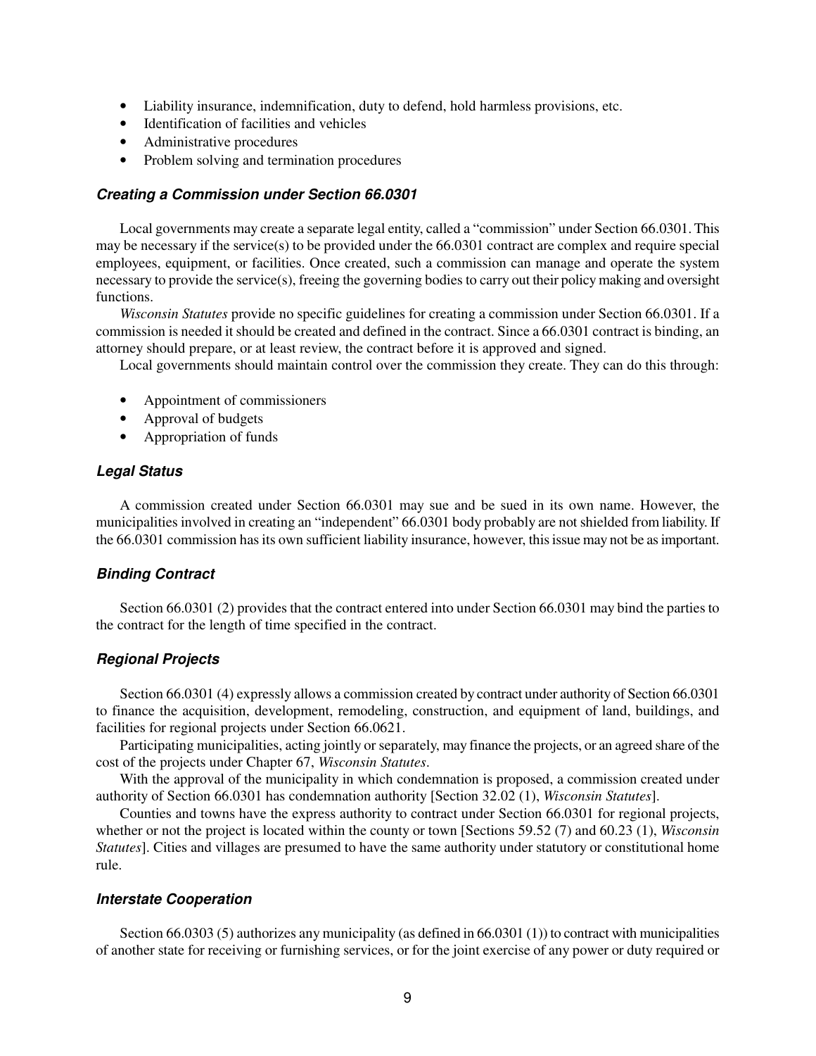- Liability insurance, indemnification, duty to defend, hold harmless provisions, etc.
- Identification of facilities and vehicles
- Administrative procedures
- Problem solving and termination procedures

### *Creating a Commission under Section 66.0301*

Local governments may create a separate legal entity, called a "commission" under Section 66.0301. This may be necessary if the service(s) to be provided under the 66.0301 contract are complex and require special employees, equipment, or facilities. Once created, such a commission can manage and operate the system necessary to provide the service(s), freeing the governing bodies to carry out their policy making and oversight functions.

*Wisconsin Statutes* provide no specific guidelines for creating a commission under Section 66.0301. If a commission is needed it should be created and defined in the contract. Since a 66.0301 contract is binding, an attorney should prepare, or at least review, the contract before it is approved and signed.

Local governments should maintain control over the commission they create. They can do this through:

- Appointment of commissioners
- Approval of budgets
- Appropriation of funds

### *Legal Status*

A commission created under Section 66.0301 may sue and be sued in its own name. However, the municipalities involved in creating an "independent" 66.0301 body probably are not shielded from liability. If the 66.0301 commission has its own sufficient liability insurance, however, this issue may not be as important.

### *Binding Contract*

Section 66.0301 (2) provides that the contract entered into under Section 66.0301 may bind the parties to the contract for the length of time specified in the contract.

### *Regional Projects*

Section 66.0301 (4) expressly allows a commission created by contract under authority of Section 66.0301 to finance the acquisition, development, remodeling, construction, and equipment of land, buildings, and facilities for regional projects under Section 66.0621.

Participating municipalities, acting jointly or separately, may finance the projects, or an agreed share of the cost of the projects under Chapter 67, *Wisconsin Statutes*.

With the approval of the municipality in which condemnation is proposed, a commission created under authority of Section 66.0301 has condemnation authority [Section 32.02 (1), *Wisconsin Statutes*].

Counties and towns have the express authority to contract under Section 66.0301 for regional projects, whether or not the project is located within the county or town [Sections 59.52 (7) and 60.23 (1), *Wisconsin Statutes*]. Cities and villages are presumed to have the same authority under statutory or constitutional home rule.

### *Interstate Cooperation*

Section 66.0303 (5) authorizes any municipality (as defined in 66.0301 (1)) to contract with municipalities of another state for receiving or furnishing services, or for the joint exercise of any power or duty required or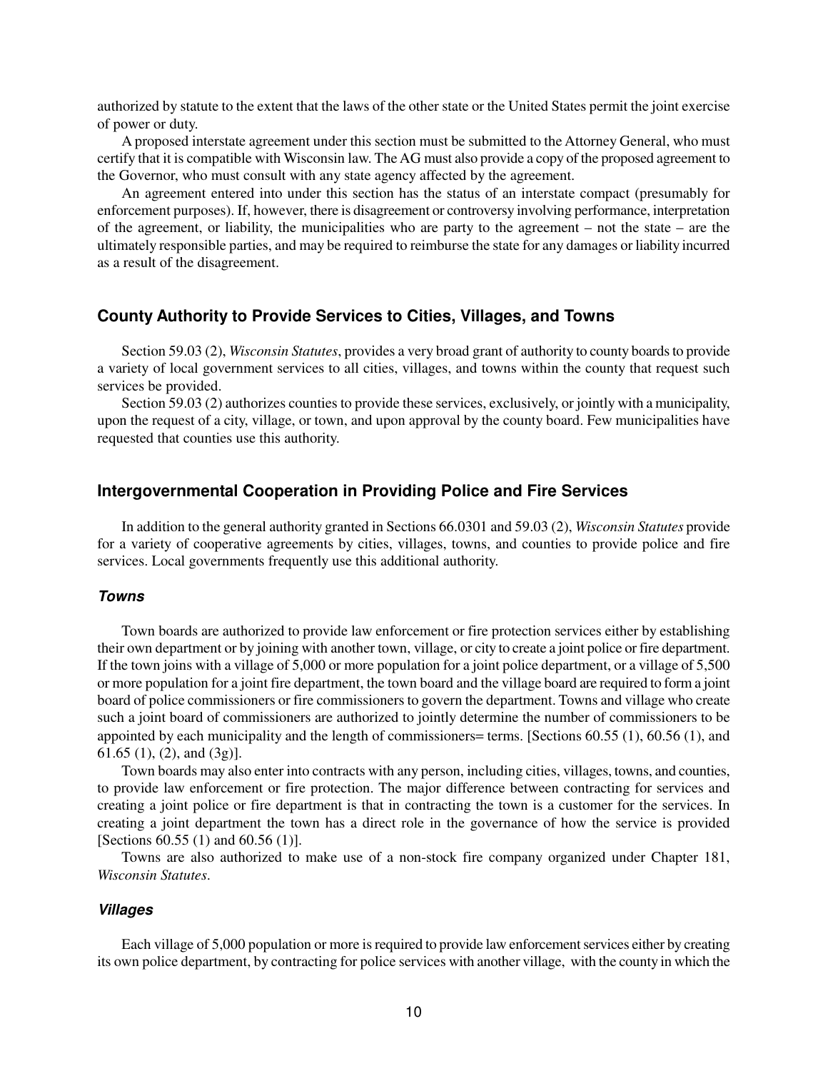authorized by statute to the extent that the laws of the other state or the United States permit the joint exercise of power or duty.

A proposed interstate agreement under this section must be submitted to the Attorney General, who must certify that it is compatible with Wisconsin law. The AG must also provide a copy of the proposed agreement to the Governor, who must consult with any state agency affected by the agreement.

An agreement entered into under this section has the status of an interstate compact (presumably for enforcement purposes). If, however, there is disagreement or controversy involving performance, interpretation of the agreement, or liability, the municipalities who are party to the agreement – not the state – are the ultimately responsible parties, and may be required to reimburse the state for any damages or liability incurred as a result of the disagreement.

## County Authority to Provide Services to Cities, Villages, and Towns

Section 59.03 (2), *Wisconsin Statutes*, provides a very broad grant of authority to county boards to provide a variety of local government services to all cities, villages, and towns within the county that request such services be provided.

Section 59.03 (2) authorizes counties to provide these services, exclusively, or jointly with a municipality, upon the request of a city, village, or town, and upon approval by the county board. Few municipalities have requested that counties use this authority.

## Intergovernmental Cooperation in Providing Police and Fire Services

In addition to the general authority granted in Sections 66.0301 and 59.03 (2), *Wisconsin Statutes* provide for a variety of cooperative agreements by cities, villages, towns, and counties to provide police and fire services. Local governments frequently use this additional authority.

### *Towns*

Town boards are authorized to provide law enforcement or fire protection services either by establishing their own department or by joining with another town, village, or city to create a joint police or fire department. If the town joins with a village of 5,000 or more population for a joint police department, or a village of 5,500 or more population for a joint fire department, the town board and the village board are required to form a joint board of police commissioners or fire commissioners to govern the department. Towns and village who create such a joint board of commissioners are authorized to jointly determine the number of commissioners to be appointed by each municipality and the length of commissioners= terms. [Sections 60.55 (1), 60.56 (1), and 61.65 (1), (2), and (3g)].

Town boards may also enter into contracts with any person, including cities, villages, towns, and counties, to provide law enforcement or fire protection. The major difference between contracting for services and creating a joint police or fire department is that in contracting the town is a customer for the services. In creating a joint department the town has a direct role in the governance of how the service is provided [Sections 60.55 (1) and 60.56 (1)].

Towns are also authorized to make use of a non-stock fire company organized under Chapter 181, *Wisconsin Statutes*.

### *Villages*

Each village of 5,000 population or more is required to provide law enforcement services either by creating its own police department, by contracting for police services with another village, with the county in which the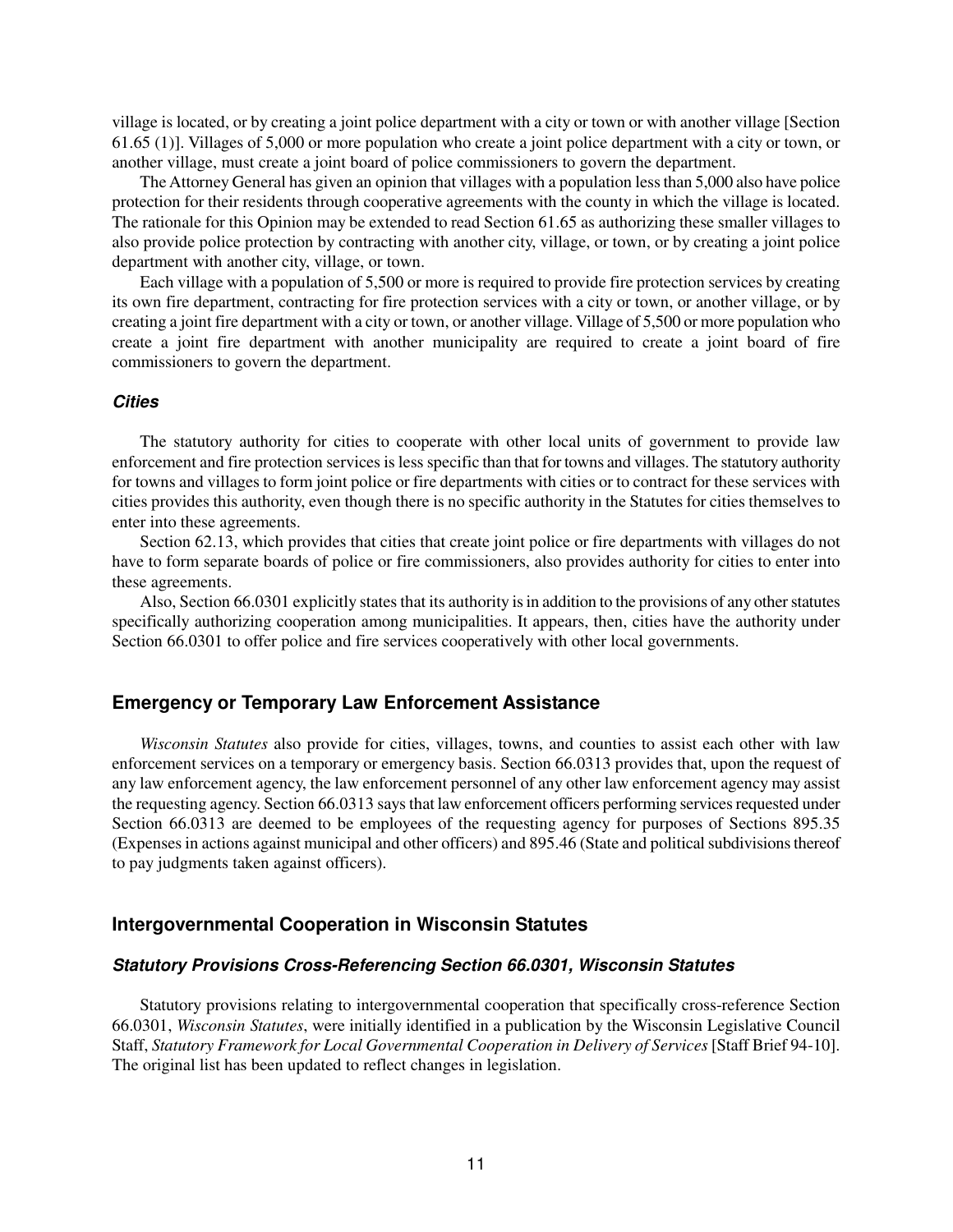village is located, or by creating a joint police department with a city or town or with another village [Section 61.65 (1)]. Villages of 5,000 or more population who create a joint police department with a city or town, or another village, must create a joint board of police commissioners to govern the department.

The Attorney General has given an opinion that villages with a population less than 5,000 also have police protection for their residents through cooperative agreements with the county in which the village is located. The rationale for this Opinion may be extended to read Section 61.65 as authorizing these smaller villages to also provide police protection by contracting with another city, village, or town, or by creating a joint police department with another city, village, or town.

Each village with a population of 5,500 or more is required to provide fire protection services by creating its own fire department, contracting for fire protection services with a city or town, or another village, or by creating a joint fire department with a city or town, or another village. Village of 5,500 or more population who create a joint fire department with another municipality are required to create a joint board of fire commissioners to govern the department.

### *Cities*

The statutory authority for cities to cooperate with other local units of government to provide law enforcement and fire protection services is less specific than that for towns and villages. The statutory authority for towns and villages to form joint police or fire departments with cities or to contract for these services with cities provides this authority, even though there is no specific authority in the Statutes for cities themselves to enter into these agreements.

Section 62.13, which provides that cities that create joint police or fire departments with villages do not have to form separate boards of police or fire commissioners, also provides authority for cities to enter into these agreements.

Also, Section 66.0301 explicitly states that its authority is in addition to the provisions of any other statutes specifically authorizing cooperation among municipalities. It appears, then, cities have the authority under Section 66.0301 to offer police and fire services cooperatively with other local governments.

## Emergency or Temporary Law Enforcement Assistance

*Wisconsin Statutes* also provide for cities, villages, towns, and counties to assist each other with law enforcement services on a temporary or emergency basis. Section 66.0313 provides that, upon the request of any law enforcement agency, the law enforcement personnel of any other law enforcement agency may assist the requesting agency. Section 66.0313 says that law enforcement officers performing services requested under Section 66.0313 are deemed to be employees of the requesting agency for purposes of Sections 895.35 (Expenses in actions against municipal and other officers) and 895.46 (State and political subdivisions thereof to pay judgments taken against officers).

## Intergovernmental Cooperation in Wisconsin Statutes

### *Statutory Provisions Cross-Referencing Section 66.0301, Wisconsin Statutes*

Statutory provisions relating to intergovernmental cooperation that specifically cross-reference Section 66.0301, *Wisconsin Statutes*, were initially identified in a publication by the Wisconsin Legislative Council Staff, *Statutory Framework for Local Governmental Cooperation in Delivery of Services* [Staff Brief 94-10]. The original list has been updated to reflect changes in legislation.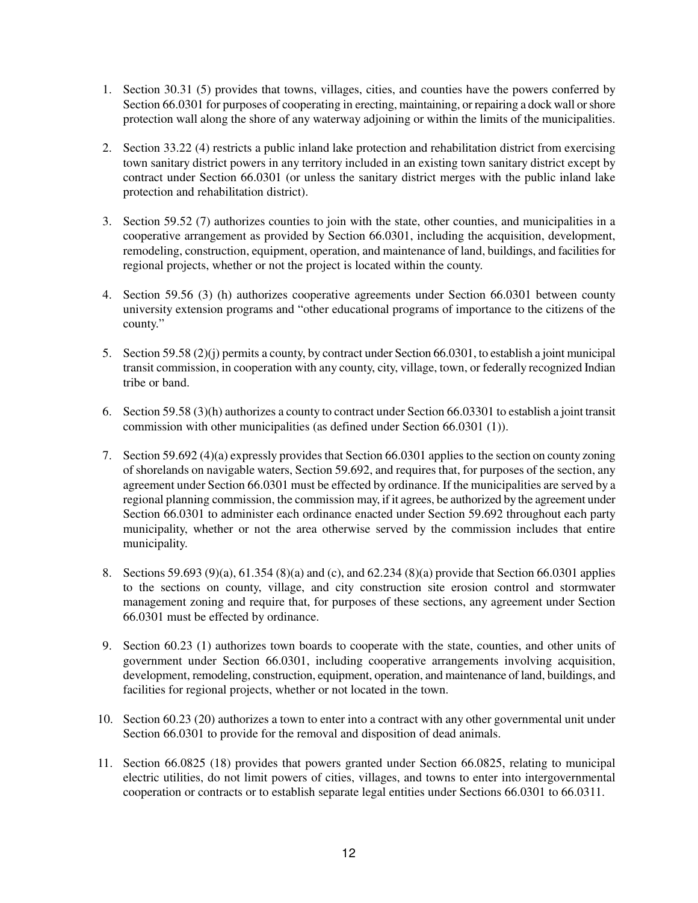1. Section 30.31 (5) provides that towns, villages, cities, and counties have the powers conferred by Section 66.0301 for purposes of cooperating in erecting, maintaining, or repairing a dock wall or shore protection wall along the shore of any waterway adjoining or within the limits of the municipalities.

2. Section 33.22 (4) restricts a public inland lake protection and rehabilitation district from exercising town sanitary district powers in any territory included in an existing town sanitary district except by contract under Section 66.0301 (or unless the sanitary district merges with the public inland lake protection and rehabilitation district).

3. Section 59.52 (7) authorizes counties to join with the state, other counties, and municipalities in a cooperative arrangement as provided by Section 66.0301, including the acquisition, development, remodeling, construction, equipment, operation, and maintenance of land, buildings, and facilities for regional projects, whether or not the project is located within the county.

4. Section 59.56 (3) (h) authorizes cooperative agreements under Section 66.0301 between county university extension programs and "other educational programs of importance to the citizens of the county."

5. Section 59.58 (2)(j) permits a county, by contract under Section 66.0301, to establish a joint municipal transit commission, in cooperation with any county, city, village, town, or federally recognized Indian tribe or band.

6. Section 59.58 (3)(h) authorizes a county to contract under Section 66.03301 to establish a joint transit commission with other municipalities (as defined under Section 66.0301 (1)).

7. Section 59.692 (4)(a) expressly provides that Section 66.0301 applies to the section on county zoning of shorelands on navigable waters, Section 59.692, and requires that, for purposes of the section, any agreement under Section 66.0301 must be effected by ordinance. If the municipalities are served by a regional planning commission, the commission may, if it agrees, be authorized by the agreement under Section 66.0301 to administer each ordinance enacted under Section 59.692 throughout each party municipality, whether or not the area otherwise served by the commission includes that entire municipality.

8. Sections 59.693 (9)(a), 61.354 (8)(a) and (c), and 62.234 (8)(a) provide that Section 66.0301 applies to the sections on county, village, and city construction site erosion control and stormwater management zoning and require that, for purposes of these sections, any agreement under Section 66.0301 must be effected by ordinance.

9. Section 60.23 (1) authorizes town boards to cooperate with the state, counties, and other units of government under Section 66.0301, including cooperative arrangements involving acquisition, development, remodeling, construction, equipment, operation, and maintenance of land, buildings, and facilities for regional projects, whether or not located in the town.

10. Section 60.23 (20) authorizes a town to enter into a contract with any other governmental unit under Section 66.0301 to provide for the removal and disposition of dead animals.

11. Section 66.0825 (18) provides that powers granted under Section 66.0825, relating to municipal electric utilities, do not limit powers of cities, villages, and towns to enter into intergovernmental cooperation or contracts or to establish separate legal entities under Sections 66.0301 to 66.0311.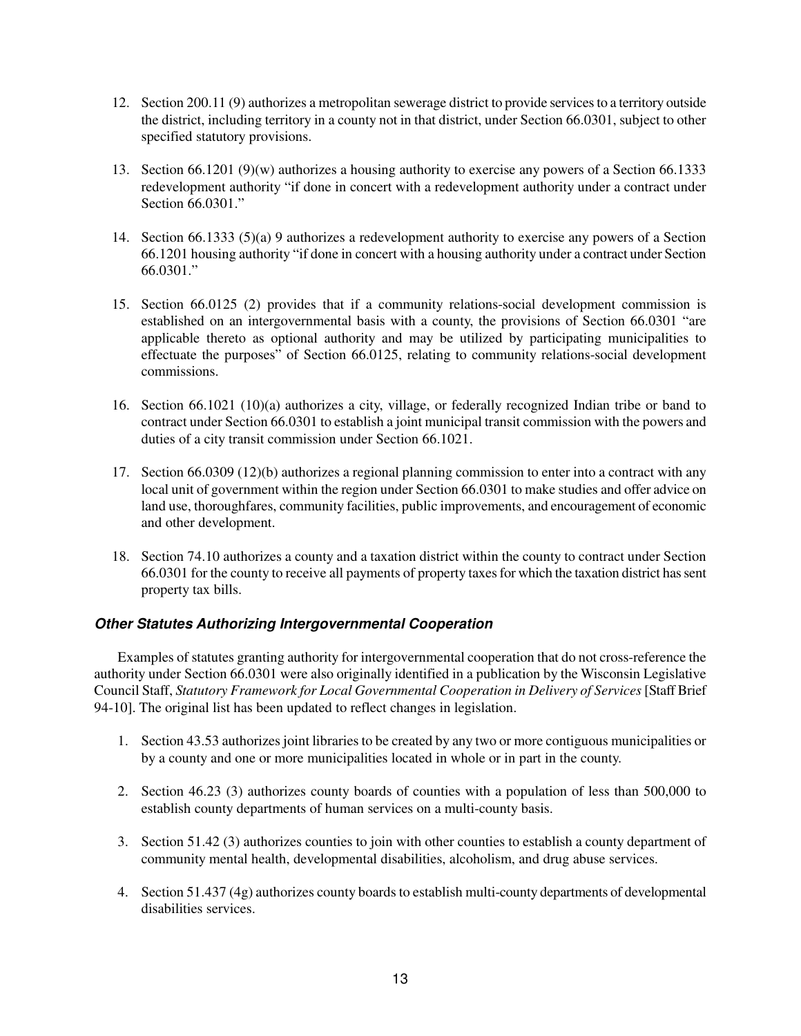12. Section 200.11 (9) authorizes a metropolitan sewerage district to provide services to a territory outside the district, including territory in a county not in that district, under Section 66.0301, subject to other specified statutory provisions.

13. Section 66.1201 (9)(w) authorizes a housing authority to exercise any powers of a Section 66.1333 redevelopment authority "if done in concert with a redevelopment authority under a contract under Section 66.0301."

14. Section 66.1333 (5)(a) 9 authorizes a redevelopment authority to exercise any powers of a Section 66.1201 housing authority "if done in concert with a housing authority under a contract under Section 66.0301."

15. Section 66.0125 (2) provides that if a community relations-social development commission is established on an intergovernmental basis with a county, the provisions of Section 66.0301 "are applicable thereto as optional authority and may be utilized by participating municipalities to effectuate the purposes" of Section 66.0125, relating to community relations-social development commissions.

16. Section 66.1021 (10)(a) authorizes a city, village, or federally recognized Indian tribe or band to contract under Section 66.0301 to establish a joint municipal transit commission with the powers and duties of a city transit commission under Section 66.1021.

17. Section 66.0309 (12)(b) authorizes a regional planning commission to enter into a contract with any local unit of government within the region under Section 66.0301 to make studies and offer advice on land use, thoroughfares, community facilities, public improvements, and encouragement of economic and other development.

18. Section 74.10 authorizes a county and a taxation district within the county to contract under Section 66.0301 for the county to receive all payments of property taxes for which the taxation district has sent property tax bills.

### *Other Statutes Authorizing Intergovernmental Cooperation*

Examples of statutes granting authority for intergovernmental cooperation that do not cross-reference the authority under Section 66.0301 were also originally identified in a publication by the Wisconsin Legislative Council Staff, *Statutory Framework for Local Governmental Cooperation in Delivery of Services* [Staff Brief 94-10]. The original list has been updated to reflect changes in legislation.

1. Section 43.53 authorizes joint libraries to be created by any two or more contiguous municipalities or by a county and one or more municipalities located in whole or in part in the county.

2. Section 46.23 (3) authorizes county boards of counties with a population of less than 500,000 to establish county departments of human services on a multi-county basis.

3. Section 51.42 (3) authorizes counties to join with other counties to establish a county department of community mental health, developmental disabilities, alcoholism, and drug abuse services.

4. Section 51.437 (4g) authorizes county boards to establish multi-county departments of developmental disabilities services.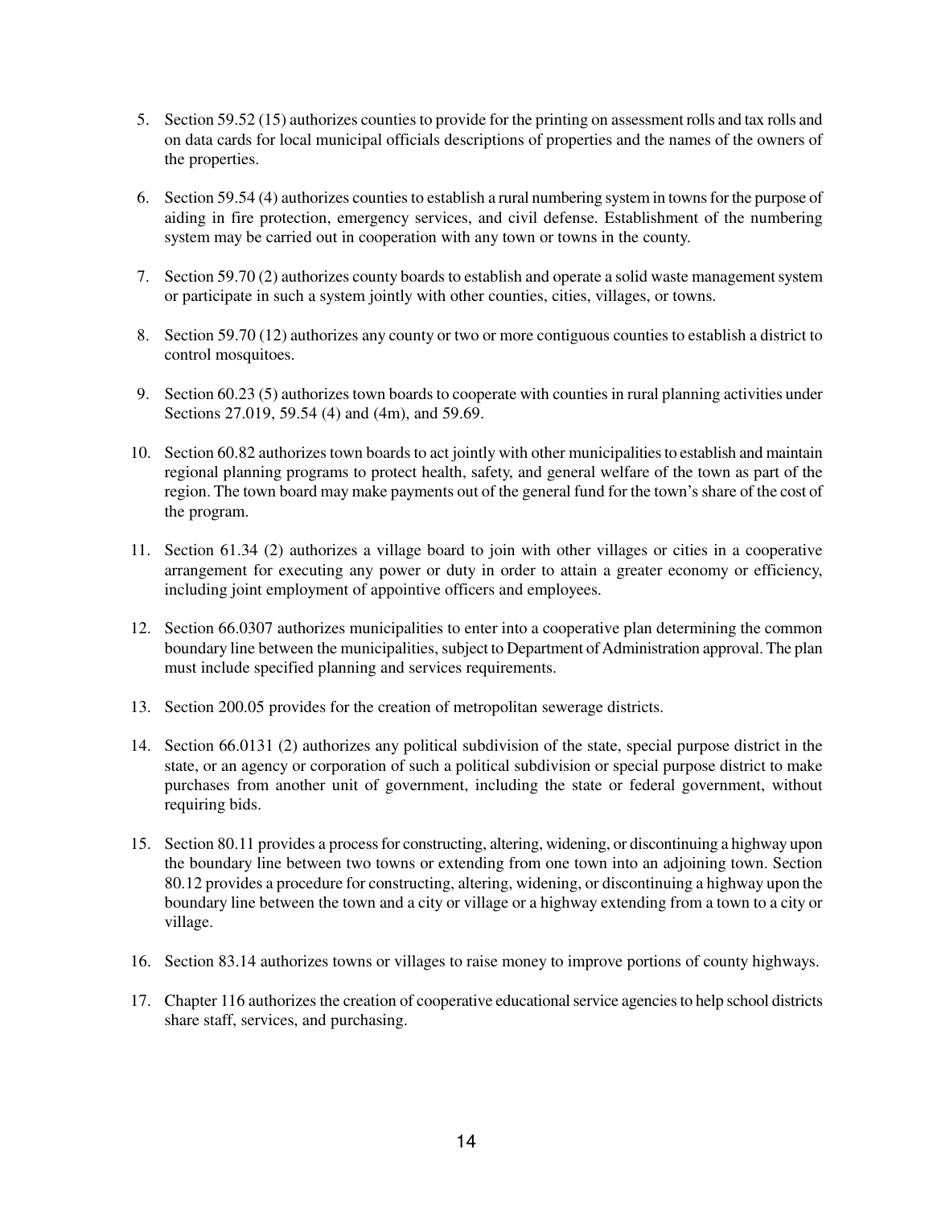5. Section 59.52 (15) authorizes counties to provide for the printing on assessment rolls and tax rolls and on data cards for local municipal officials descriptions of properties and the names of the owners of the properties.

6. Section 59.54 (4) authorizes counties to establish a rural numbering system in towns for the purpose of aiding in fire protection, emergency services, and civil defense. Establishment of the numbering system may be carried out in cooperation with any town or towns in the county.

7. Section 59.70 (2) authorizes county boards to establish and operate a solid waste management system or participate in such a system jointly with other counties, cities, villages, or towns.

8. Section 59.70 (12) authorizes any county or two or more contiguous counties to establish a district to control mosquitoes.

9. Section 60.23 (5) authorizes town boards to cooperate with counties in rural planning activities under Sections 27.019, 59.54 (4) and (4m), and 59.69.

10. Section 60.82 authorizes town boards to act jointly with other municipalities to establish and maintain regional planning programs to protect health, safety, and general welfare of the town as part of the region. The town board may make payments out of the general fund for the town's share of the cost of the program.

11. Section 61.34 (2) authorizes a village board to join with other villages or cities in a cooperative arrangement for executing any power or duty in order to attain a greater economy or efficiency, including joint employment of appointive officers and employees.

12. Section 66.0307 authorizes municipalities to enter into a cooperative plan determining the common boundary line between the municipalities, subject to Department of Administration approval. The plan must include specified planning and services requirements.

13. Section 200.05 provides for the creation of metropolitan sewerage districts.

14. Section 66.0131 (2) authorizes any political subdivision of the state, special purpose district in the state, or an agency or corporation of such a political subdivision or special purpose district to make purchases from another unit of government, including the state or federal government, without requiring bids.

15. Section 80.11 provides a process for constructing, altering, widening, or discontinuing a highway upon the boundary line between two towns or extending from one town into an adjoining town. Section 80.12 provides a procedure for constructing, altering, widening, or discontinuing a highway upon the boundary line between the town and a city or village or a highway extending from a town to a city or village.

16. Section 83.14 authorizes towns or villages to raise money to improve portions of county highways.

17. Chapter 116 authorizes the creation of cooperative educational service agencies to help school districts share staff, services, and purchasing.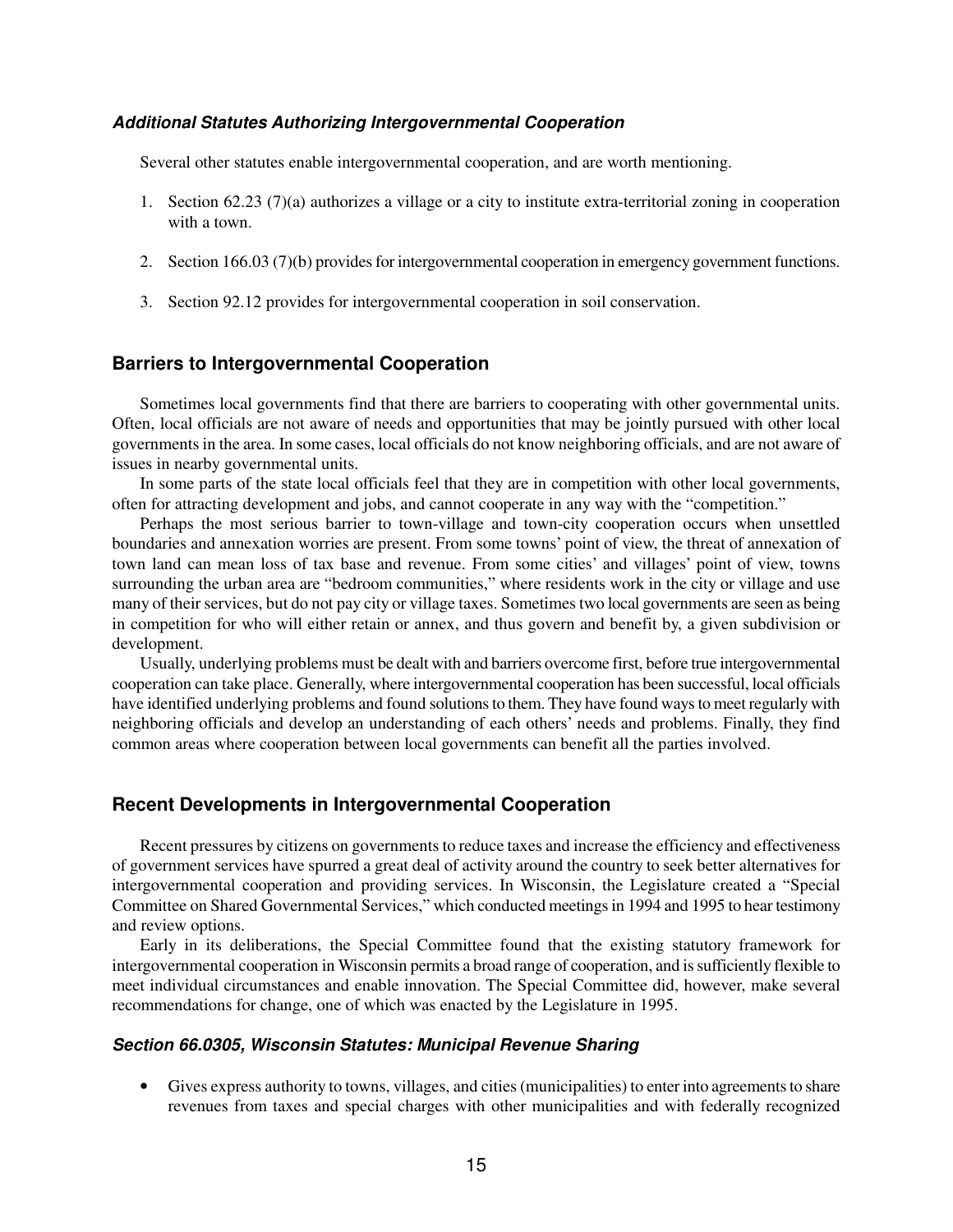### *Additional Statutes Authorizing Intergovernmental Cooperation*

Several other statutes enable intergovernmental cooperation, and are worth mentioning.

1. Section 62.23 (7)(a) authorizes a village or a city to institute extra-territorial zoning in cooperation with a town.

2. Section 166.03 (7)(b) provides for intergovernmental cooperation in emergency government functions.

3. Section 92.12 provides for intergovernmental cooperation in soil conservation.

## Barriers to Intergovernmental Cooperation

Sometimes local governments find that there are barriers to cooperating with other governmental units. Often, local officials are not aware of needs and opportunities that may be jointly pursued with other local governments in the area. In some cases, local officials do not know neighboring officials, and are not aware of issues in nearby governmental units.

In some parts of the state local officials feel that they are in competition with other local governments, often for attracting development and jobs, and cannot cooperate in any way with the "competition."

Perhaps the most serious barrier to town-village and town-city cooperation occurs when unsettled boundaries and annexation worries are present. From some towns' point of view, the threat of annexation of town land can mean loss of tax base and revenue. From some cities' and villages' point of view, towns surrounding the urban area are "bedroom communities," where residents work in the city or village and use many of their services, but do not pay city or village taxes. Sometimes two local governments are seen as being in competition for who will either retain or annex, and thus govern and benefit by, a given subdivision or development.

Usually, underlying problems must be dealt with and barriers overcome first, before true intergovernmental cooperation can take place. Generally, where intergovernmental cooperation has been successful, local officials have identified underlying problems and found solutions to them. They have found ways to meet regularly with neighboring officials and develop an understanding of each others' needs and problems. Finally, they find common areas where cooperation between local governments can benefit all the parties involved.

## Recent Developments in Intergovernmental Cooperation

Recent pressures by citizens on governments to reduce taxes and increase the efficiency and effectiveness of government services have spurred a great deal of activity around the country to seek better alternatives for intergovernmental cooperation and providing services. In Wisconsin, the Legislature created a "Special Committee on Shared Governmental Services," which conducted meetings in 1994 and 1995 to hear testimony and review options.

Early in its deliberations, the Special Committee found that the existing statutory framework for intergovernmental cooperation in Wisconsin permits a broad range of cooperation, and is sufficiently flexible to meet individual circumstances and enable innovation. The Special Committee did, however, make several recommendations for change, one of which was enacted by the Legislature in 1995.

### *Section 66.0305, Wisconsin Statutes: Municipal Revenue Sharing*

- Gives express authority to towns, villages, and cities (municipalities) to enter into agreements to share revenues from taxes and special charges with other municipalities and with federally recognized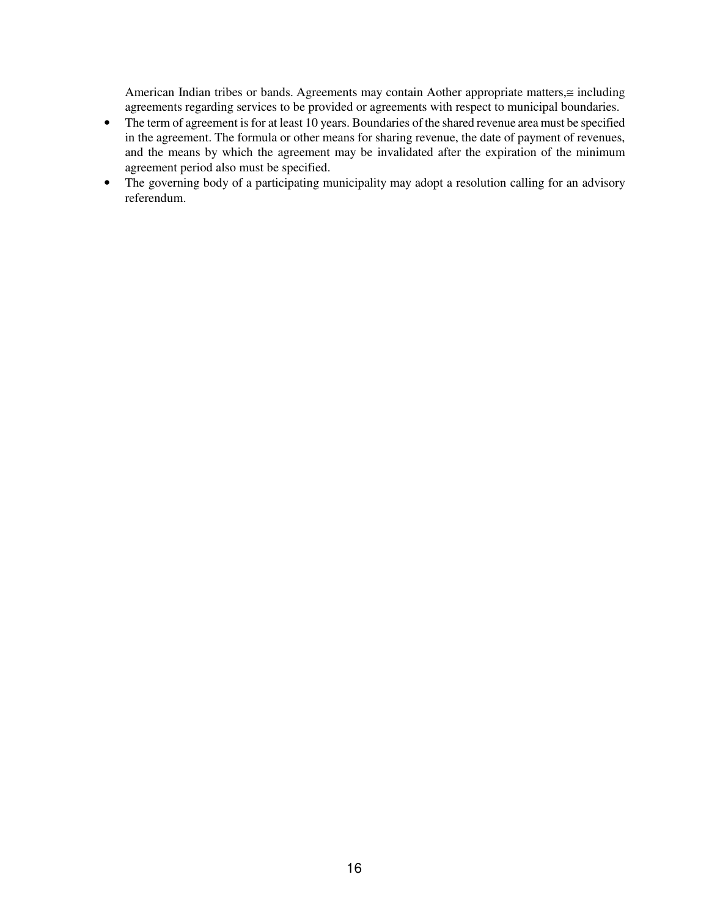American Indian tribes or bands. Agreements may contain Aother appropriate matters,≅ including agreements regarding services to be provided or agreements with respect to municipal boundaries.

- The term of agreement is for at least 10 years. Boundaries of the shared revenue area must be specified in the agreement. The formula or other means for sharing revenue, the date of payment of revenues, and the means by which the agreement may be invalidated after the expiration of the minimum agreement period also must be specified.
- The governing body of a participating municipality may adopt a resolution calling for an advisory referendum.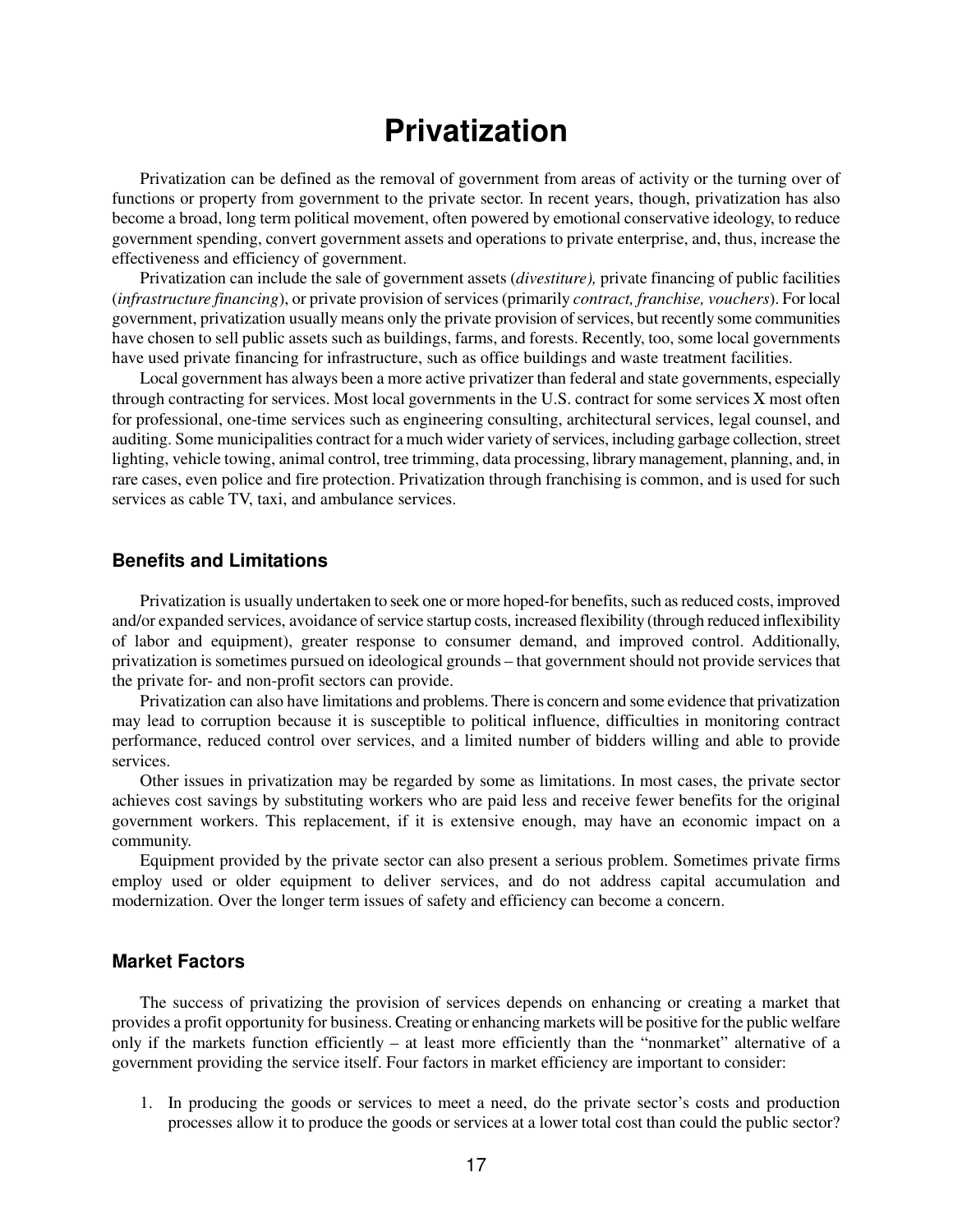# Privatization

Privatization can be defined as the removal of government from areas of activity or the turning over of functions or property from government to the private sector. In recent years, though, privatization has also become a broad, long term political movement, often powered by emotional conservative ideology, to reduce government spending, convert government assets and operations to private enterprise, and, thus, increase the effectiveness and efficiency of government.

Privatization can include the sale of government assets (*divestiture),* private financing of public facilities (*infrastructure financing*), or private provision of services (primarily *contract, franchise, vouchers*). For local government, privatization usually means only the private provision of services, but recently some communities have chosen to sell public assets such as buildings, farms, and forests. Recently, too, some local governments have used private financing for infrastructure, such as office buildings and waste treatment facilities.

Local government has always been a more active privatizer than federal and state governments, especially through contracting for services. Most local governments in the U.S. contract for some services X most often for professional, one-time services such as engineering consulting, architectural services, legal counsel, and auditing. Some municipalities contract for a much wider variety of services, including garbage collection, street lighting, vehicle towing, animal control, tree trimming, data processing, library management, planning, and, in rare cases, even police and fire protection. Privatization through franchising is common, and is used for such services as cable TV, taxi, and ambulance services.

### Benefits and Limitations

Privatization is usually undertaken to seek one or more hoped-for benefits, such as reduced costs, improved and/or expanded services, avoidance of service startup costs, increased flexibility (through reduced inflexibility of labor and equipment), greater response to consumer demand, and improved control. Additionally, privatization is sometimes pursued on ideological grounds – that government should not provide services that the private for- and non-profit sectors can provide.

Privatization can also have limitations and problems. There is concern and some evidence that privatization may lead to corruption because it is susceptible to political influence, difficulties in monitoring contract performance, reduced control over services, and a limited number of bidders willing and able to provide services.

Other issues in privatization may be regarded by some as limitations. In most cases, the private sector achieves cost savings by substituting workers who are paid less and receive fewer benefits for the original government workers. This replacement, if it is extensive enough, may have an economic impact on a community.

Equipment provided by the private sector can also present a serious problem. Sometimes private firms employ used or older equipment to deliver services, and do not address capital accumulation and modernization. Over the longer term issues of safety and efficiency can become a concern.

### Market Factors

The success of privatizing the provision of services depends on enhancing or creating a market that provides a profit opportunity for business. Creating or enhancing markets will be positive for the public welfare only if the markets function efficiently – at least more efficiently than the "nonmarket" alternative of a government providing the service itself. Four factors in market efficiency are important to consider:

1. In producing the goods or services to meet a need, do the private sector's costs and production processes allow it to produce the goods or services at a lower total cost than could the public sector?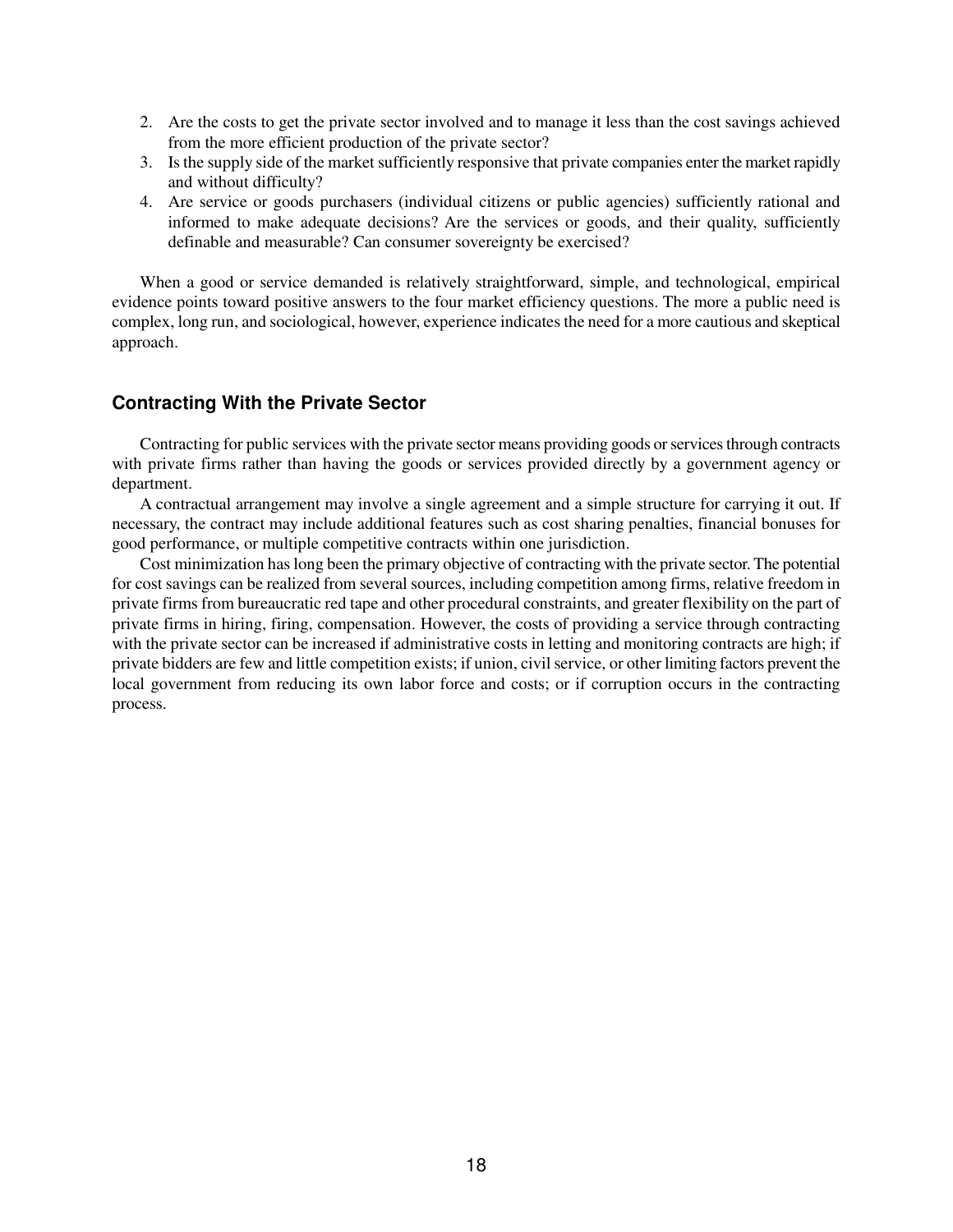2. Are the costs to get the private sector involved and to manage it less than the cost savings achieved from the more efficient production of the private sector?
3. Is the supply side of the market sufficiently responsive that private companies enter the market rapidly and without difficulty?
4. Are service or goods purchasers (individual citizens or public agencies) sufficiently rational and informed to make adequate decisions? Are the services or goods, and their quality, sufficiently definable and measurable? Can consumer sovereignty be exercised?

When a good or service demanded is relatively straightforward, simple, and technological, empirical evidence points toward positive answers to the four market efficiency questions. The more a public need is complex, long run, and sociological, however, experience indicates the need for a more cautious and skeptical approach.

### Contracting With the Private Sector

Contracting for public services with the private sector means providing goods or services through contracts with private firms rather than having the goods or services provided directly by a government agency or department.

A contractual arrangement may involve a single agreement and a simple structure for carrying it out. If necessary, the contract may include additional features such as cost sharing penalties, financial bonuses for good performance, or multiple competitive contracts within one jurisdiction.

Cost minimization has long been the primary objective of contracting with the private sector. The potential for cost savings can be realized from several sources, including competition among firms, relative freedom in private firms from bureaucratic red tape and other procedural constraints, and greater flexibility on the part of private firms in hiring, firing, compensation. However, the costs of providing a service through contracting with the private sector can be increased if administrative costs in letting and monitoring contracts are high; if private bidders are few and little competition exists; if union, civil service, or other limiting factors prevent the local government from reducing its own labor force and costs; or if corruption occurs in the contracting process.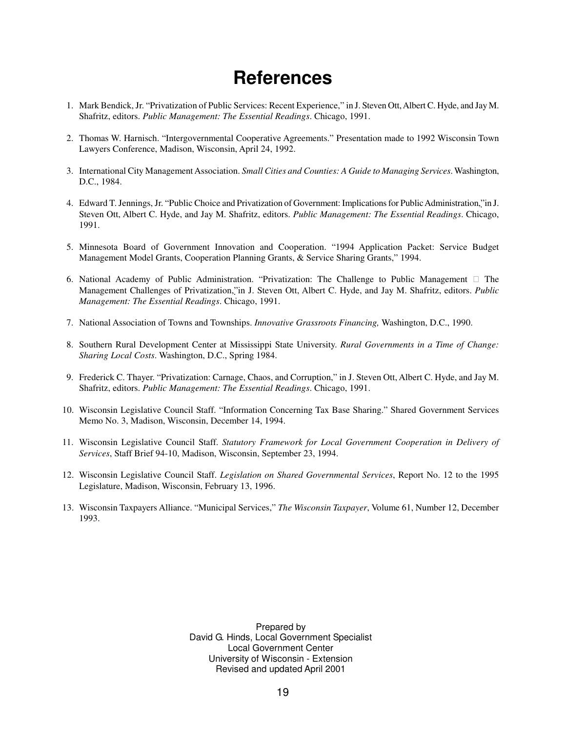# References

1. Mark Bendick, Jr. "Privatization of Public Services: Recent Experience," in J. Steven Ott, Albert C. Hyde, and Jay M. Shafritz, editors. *Public Management: The Essential Readings*. Chicago, 1991.

2. Thomas W. Harnisch. "Intergovernmental Cooperative Agreements." Presentation made to 1992 Wisconsin Town Lawyers Conference, Madison, Wisconsin, April 24, 1992.

3. International City Management Association. *Small Cities and Counties: A Guide to Managing Services*. Washington, D.C., 1984.

4. Edward T. Jennings, Jr. "Public Choice and Privatization of Government: Implications for Public Administration," in J. Steven Ott, Albert C. Hyde, and Jay M. Shafritz, editors. *Public Management: The Essential Readings*. Chicago, 1991.

5. Minnesota Board of Government Innovation and Cooperation. "1994 Application Packet: Service Budget Management Model Grants, Cooperation Planning Grants, & Service Sharing Grants," 1994.

6. National Academy of Public Administration. "Privatization: The Challenge to Public Management  The Management Challenges of Privatization," in J. Steven Ott, Albert C. Hyde, and Jay M. Shafritz, editors. *Public Management: The Essential Readings*. Chicago, 1991.

7. National Association of Towns and Townships. *Innovative Grassroots Financing,* Washington, D.C., 1990.

8. Southern Rural Development Center at Mississippi State University. *Rural Governments in a Time of Change: Sharing Local Costs*. Washington, D.C., Spring 1984.

9. Frederick C. Thayer. "Privatization: Carnage, Chaos, and Corruption," in J. Steven Ott, Albert C. Hyde, and Jay M. Shafritz, editors. *Public Management: The Essential Readings*. Chicago, 1991.

10. Wisconsin Legislative Council Staff. "Information Concerning Tax Base Sharing." Shared Government Services Memo No. 3, Madison, Wisconsin, December 14, 1994.

11. Wisconsin Legislative Council Staff. *Statutory Framework for Local Government Cooperation in Delivery of Services*, Staff Brief 94-10, Madison, Wisconsin, September 23, 1994.

12. Wisconsin Legislative Council Staff. *Legislation on Shared Governmental Services*, Report No. 12 to the 1995 Legislature, Madison, Wisconsin, February 13, 1996.

13. Wisconsin Taxpayers Alliance. "Municipal Services," *The Wisconsin Taxpayer*, Volume 61, Number 12, December 1993.

Prepared by
David G. Hinds, Local Government Specialist
Local Government Center
University of Wisconsin - Extension
Revised and updated April 2001